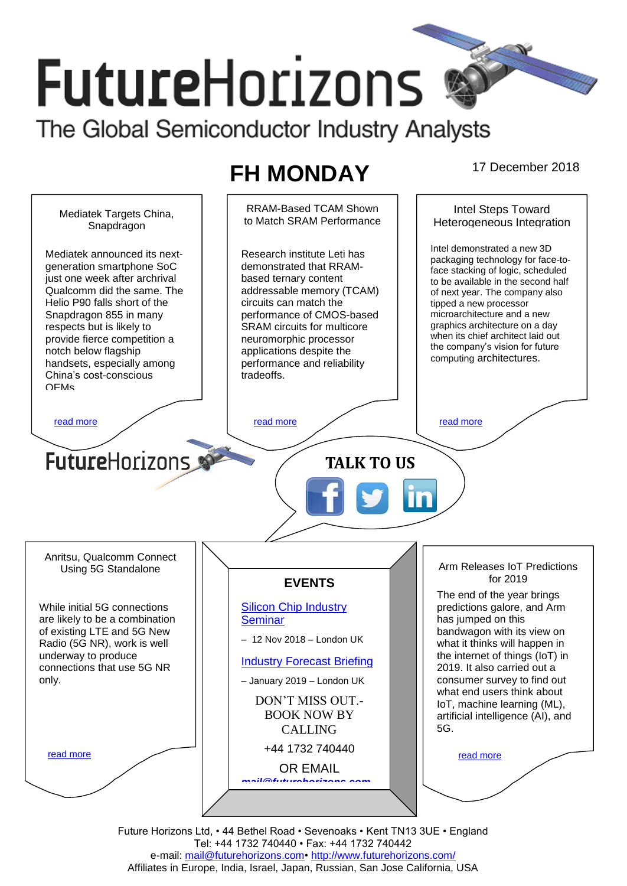# FutureHorizons

The Global Semiconductor Industry Analysts

## FH MONDAY

17 December 2018

### Mediatek Targets China, Snapdragon

Mediatek announced its next-generation smartphone SoC just one week after archrival Qualcomm did the same. The Helio P90 falls short of the Snapdragon 855 in many respects but is likely to provide fierce competition a notch below flagship handsets, especially among China's cost-conscious OEMs

read more

### RRAM-Based TCAM Shown to Match SRAM Performance

Research institute Leti has demonstrated that RRAM-based ternary content addressable memory (TCAM) circuits can match the performance of CMOS-based SRAM circuits for multicore neuromorphic processor applications despite the performance and reliability tradeoffs.

read more

### Intel Steps Toward Heterogeneous Integration

Intel demonstrated a new 3D packaging technology for face-to-face stacking of logic, scheduled to be available in the second half of next year. The company also tipped a new processor microarchitecture and a new graphics architecture on a day when its chief architect laid out the company's vision for future computing architectures.

read more

FutureHorizons

**TALK TO US**

### Anritsu, Qualcomm Connect Using 5G Standalone

While initial 5G connections are likely to be a combination of existing LTE and 5G New Radio (5G NR), work is well underway to produce connections that use 5G NR only.

read more

### EVENTS

Silicon Chip Industry Seminar

– 12 Nov 2018 – London UK

Industry Forecast Briefing

– January 2019 – London UK

DON'T MISS OUT.- BOOK NOW BY CALLING

+44 1732 740440

OR EMAIL

mail@futurehorizons.com

### Arm Releases IoT Predictions for 2019

The end of the year brings predictions galore, and Arm has jumped on this bandwagon with its view on what it thinks will happen in the internet of things (IoT) in 2019. It also carried out a consumer survey to find out what end users think about IoT, machine learning (ML), artificial intelligence (AI), and 5G.

read more

Future Horizons Ltd, • 44 Bethel Road • Sevenoaks • Kent TN13 3UE • England
Tel: +44 1732 740440 • Fax: +44 1732 740442
e-mail: mail@futurehorizons.com• http://www.futurehorizons.com/
Affiliates in Europe, India, Israel, Japan, Russian, San Jose California, USA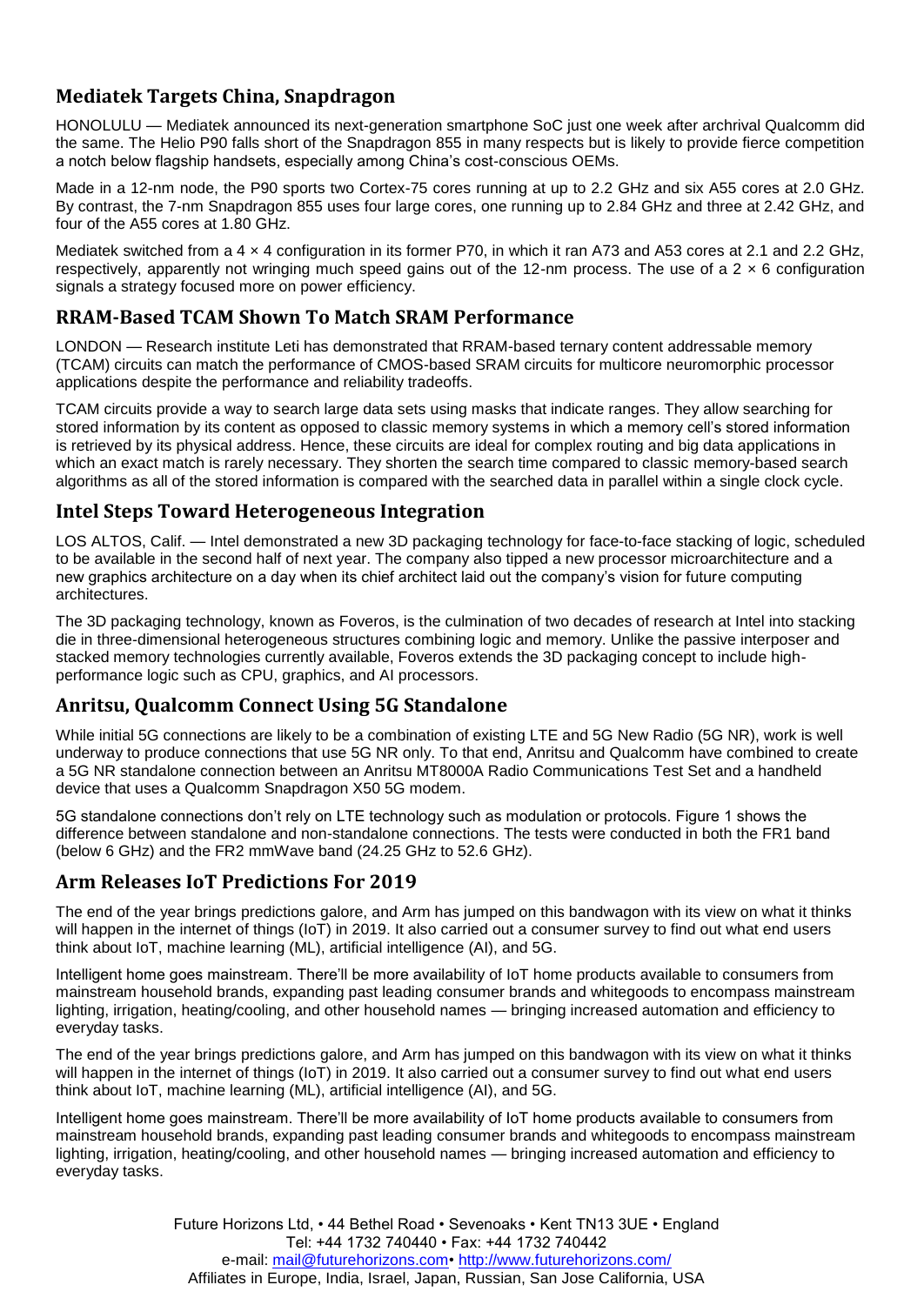## Mediatek Targets China, Snapdragon

HONOLULU — Mediatek announced its next-generation smartphone SoC just one week after archrival Qualcomm did the same. The Helio P90 falls short of the Snapdragon 855 in many respects but is likely to provide fierce competition a notch below flagship handsets, especially among China's cost-conscious OEMs.

Made in a 12-nm node, the P90 sports two Cortex-75 cores running at up to 2.2 GHz and six A55 cores at 2.0 GHz. By contrast, the 7-nm Snapdragon 855 uses four large cores, one running up to 2.84 GHz and three at 2.42 GHz, and four of the A55 cores at 1.80 GHz.

Mediatek switched from a 4 × 4 configuration in its former P70, in which it ran A73 and A53 cores at 2.1 and 2.2 GHz, respectively, apparently not wringing much speed gains out of the 12-nm process. The use of a 2 × 6 configuration signals a strategy focused more on power efficiency.

## RRAM-Based TCAM Shown To Match SRAM Performance

LONDON — Research institute Leti has demonstrated that RRAM-based ternary content addressable memory (TCAM) circuits can match the performance of CMOS-based SRAM circuits for multicore neuromorphic processor applications despite the performance and reliability tradeoffs.

TCAM circuits provide a way to search large data sets using masks that indicate ranges. They allow searching for stored information by its content as opposed to classic memory systems in which a memory cell's stored information is retrieved by its physical address. Hence, these circuits are ideal for complex routing and big data applications in which an exact match is rarely necessary. They shorten the search time compared to classic memory-based search algorithms as all of the stored information is compared with the searched data in parallel within a single clock cycle.

## Intel Steps Toward Heterogeneous Integration

LOS ALTOS, Calif. — Intel demonstrated a new 3D packaging technology for face-to-face stacking of logic, scheduled to be available in the second half of next year. The company also tipped a new processor microarchitecture and a new graphics architecture on a day when its chief architect laid out the company's vision for future computing architectures.

The 3D packaging technology, known as Foveros, is the culmination of two decades of research at Intel into stacking die in three-dimensional heterogeneous structures combining logic and memory. Unlike the passive interposer and stacked memory technologies currently available, Foveros extends the 3D packaging concept to include high-performance logic such as CPU, graphics, and AI processors.

## Anritsu, Qualcomm Connect Using 5G Standalone

While initial 5G connections are likely to be a combination of existing LTE and 5G New Radio (5G NR), work is well underway to produce connections that use 5G NR only. To that end, Anritsu and Qualcomm have combined to create a 5G NR standalone connection between an Anritsu MT8000A Radio Communications Test Set and a handheld device that uses a Qualcomm Snapdragon X50 5G modem.

5G standalone connections don't rely on LTE technology such as modulation or protocols. Figure 1 shows the difference between standalone and non-standalone connections. The tests were conducted in both the FR1 band (below 6 GHz) and the FR2 mmWave band (24.25 GHz to 52.6 GHz).

## Arm Releases IoT Predictions For 2019

The end of the year brings predictions galore, and Arm has jumped on this bandwagon with its view on what it thinks will happen in the internet of things (IoT) in 2019. It also carried out a consumer survey to find out what end users think about IoT, machine learning (ML), artificial intelligence (AI), and 5G.

Intelligent home goes mainstream. There'll be more availability of IoT home products available to consumers from mainstream household brands, expanding past leading consumer brands and whitegoods to encompass mainstream lighting, irrigation, heating/cooling, and other household names — bringing increased automation and efficiency to everyday tasks.

The end of the year brings predictions galore, and Arm has jumped on this bandwagon with its view on what it thinks will happen in the internet of things (IoT) in 2019. It also carried out a consumer survey to find out what end users think about IoT, machine learning (ML), artificial intelligence (AI), and 5G.

Intelligent home goes mainstream. There'll be more availability of IoT home products available to consumers from mainstream household brands, expanding past leading consumer brands and whitegoods to encompass mainstream lighting, irrigation, heating/cooling, and other household names — bringing increased automation and efficiency to everyday tasks.

Future Horizons Ltd, • 44 Bethel Road • Sevenoaks • Kent TN13 3UE • England
Tel: +44 1732 740440 • Fax: +44 1732 740442
e-mail: mail@futurehorizons.com• http://www.futurehorizons.com/
Affiliates in Europe, India, Israel, Japan, Russian, San Jose California, USA